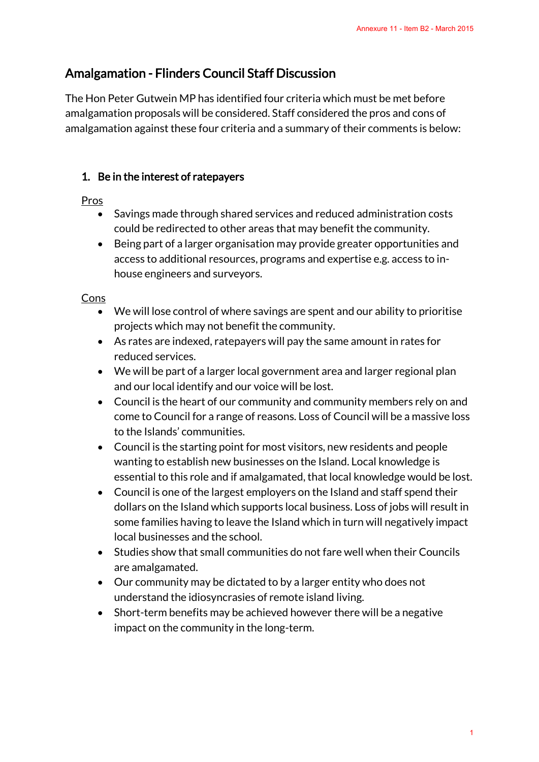## Amalgamation - Flinders Council Staff Discussion

The Hon Peter Gutwein MP has identified four criteria which must be met before amalgamation proposals will be considered. Staff considered the pros and cons of amalgamation against these four criteria and a summary of their comments is below:

### 1. Be in the interest of ratepayers

Pros

- Savings made through shared services and reduced administration costs could be redirected to other areas that may benefit the community.
- Being part of a larger organisation may provide greater opportunities and access to additional resources, programs and expertise e.g. access to in-house engineers and surveyors.

Cons

- We will lose control of where savings are spent and our ability to prioritise projects which may not benefit the community.
- As rates are indexed, ratepayers will pay the same amount in rates for reduced services.
- We will be part of a larger local government area and larger regional plan and our local identify and our voice will be lost.
- Council is the heart of our community and community members rely on and come to Council for a range of reasons. Loss of Council will be a massive loss to the Islands' communities.
- Council is the starting point for most visitors, new residents and people wanting to establish new businesses on the Island. Local knowledge is essential to this role and if amalgamated, that local knowledge would be lost.
- Council is one of the largest employers on the Island and staff spend their dollars on the Island which supports local business. Loss of jobs will result in some families having to leave the Island which in turn will negatively impact local businesses and the school.
- Studies show that small communities do not fare well when their Councils are amalgamated.
- Our community may be dictated to by a larger entity who does not understand the idiosyncrasies of remote island living.
- Short-term benefits may be achieved however there will be a negative impact on the community in the long-term.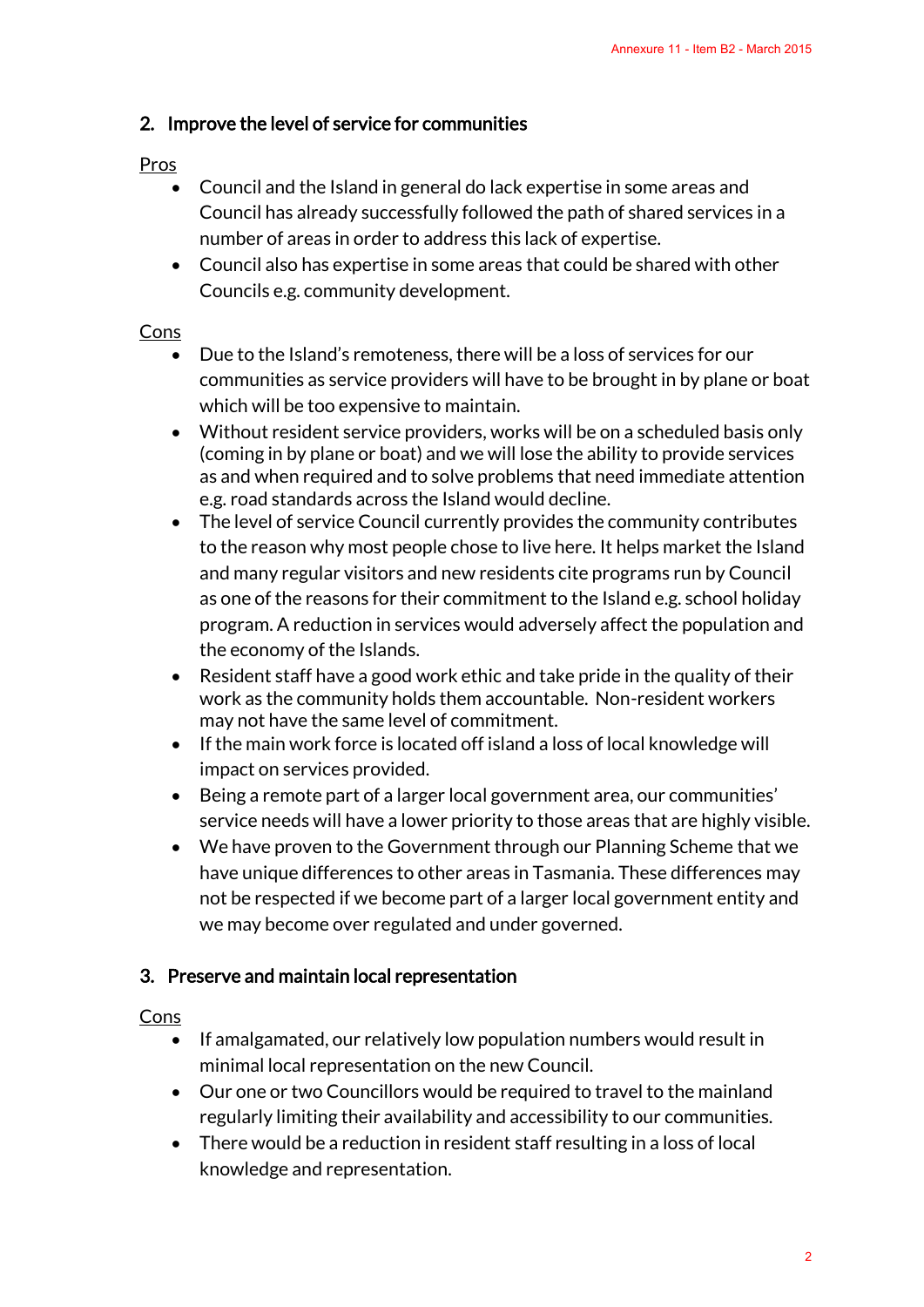## 2. Improve the level of service for communities

Pros

- Council and the Island in general do lack expertise in some areas and Council has already successfully followed the path of shared services in a number of areas in order to address this lack of expertise.
- Council also has expertise in some areas that could be shared with other Councils e.g. community development.

Cons

- Due to the Island's remoteness, there will be a loss of services for our communities as service providers will have to be brought in by plane or boat which will be too expensive to maintain.
- Without resident service providers, works will be on a scheduled basis only (coming in by plane or boat) and we will lose the ability to provide services as and when required and to solve problems that need immediate attention e.g. road standards across the Island would decline.
- The level of service Council currently provides the community contributes to the reason why most people chose to live here. It helps market the Island and many regular visitors and new residents cite programs run by Council as one of the reasons for their commitment to the Island e.g. school holiday program. A reduction in services would adversely affect the population and the economy of the Islands.
- Resident staff have a good work ethic and take pride in the quality of their work as the community holds them accountable. Non-resident workers may not have the same level of commitment.
- If the main work force is located off island a loss of local knowledge will impact on services provided.
- Being a remote part of a larger local government area, our communities' service needs will have a lower priority to those areas that are highly visible.
- We have proven to the Government through our Planning Scheme that we have unique differences to other areas in Tasmania. These differences may not be respected if we become part of a larger local government entity and we may become over regulated and under governed.

## 3. Preserve and maintain local representation

Cons

- If amalgamated, our relatively low population numbers would result in minimal local representation on the new Council.
- Our one or two Councillors would be required to travel to the mainland regularly limiting their availability and accessibility to our communities.
- There would be a reduction in resident staff resulting in a loss of local knowledge and representation.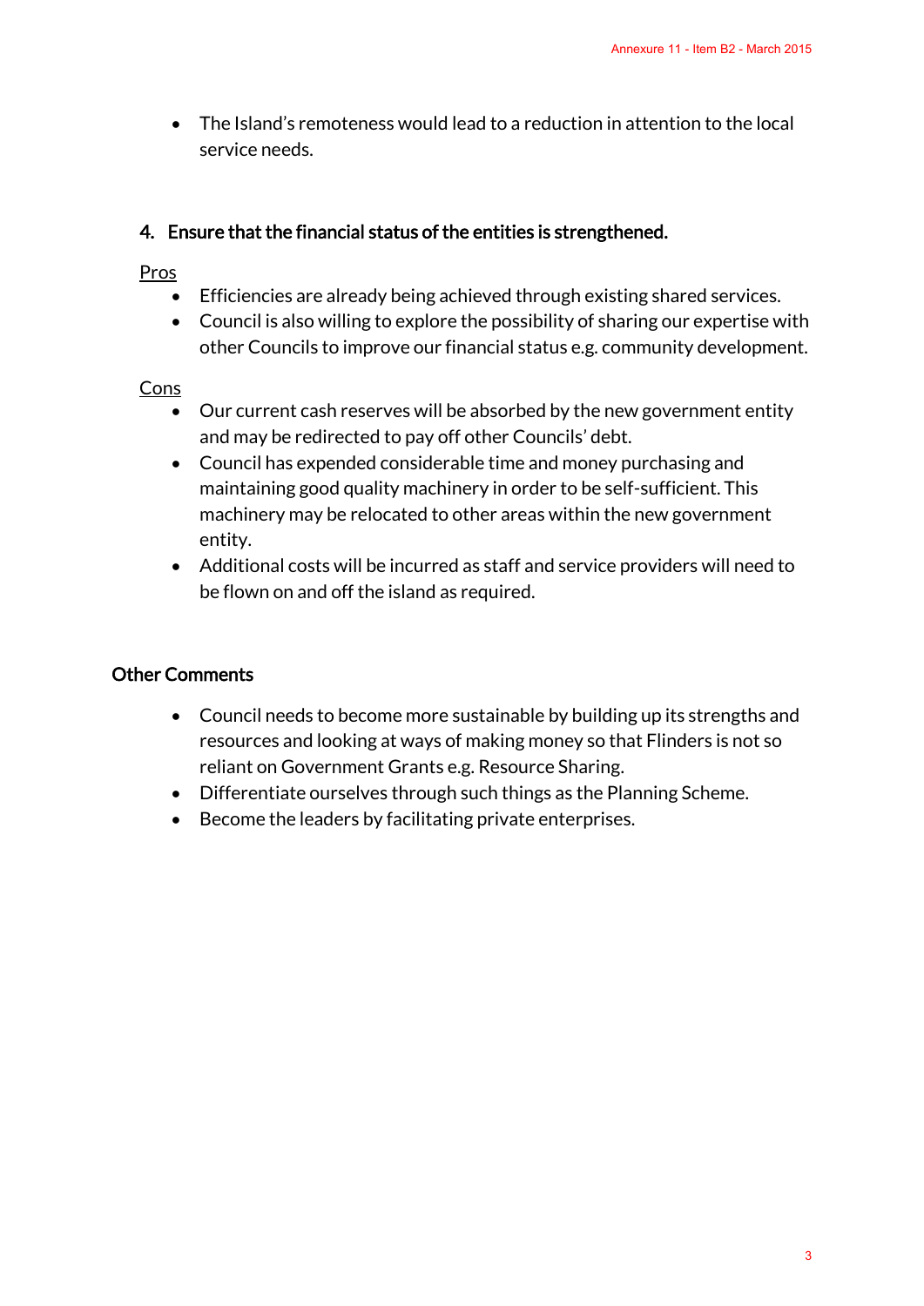- The Island's remoteness would lead to a reduction in attention to the local service needs.

## 4. Ensure that the financial status of the entities is strengthened.

Pros

- Efficiencies are already being achieved through existing shared services.
- Council is also willing to explore the possibility of sharing our expertise with other Councils to improve our financial status e.g. community development.

Cons

- Our current cash reserves will be absorbed by the new government entity and may be redirected to pay off other Councils' debt.
- Council has expended considerable time and money purchasing and maintaining good quality machinery in order to be self-sufficient. This machinery may be relocated to other areas within the new government entity.
- Additional costs will be incurred as staff and service providers will need to be flown on and off the island as required.

## Other Comments

- Council needs to become more sustainable by building up its strengths and resources and looking at ways of making money so that Flinders is not so reliant on Government Grants e.g. Resource Sharing.
- Differentiate ourselves through such things as the Planning Scheme.
- Become the leaders by facilitating private enterprises.